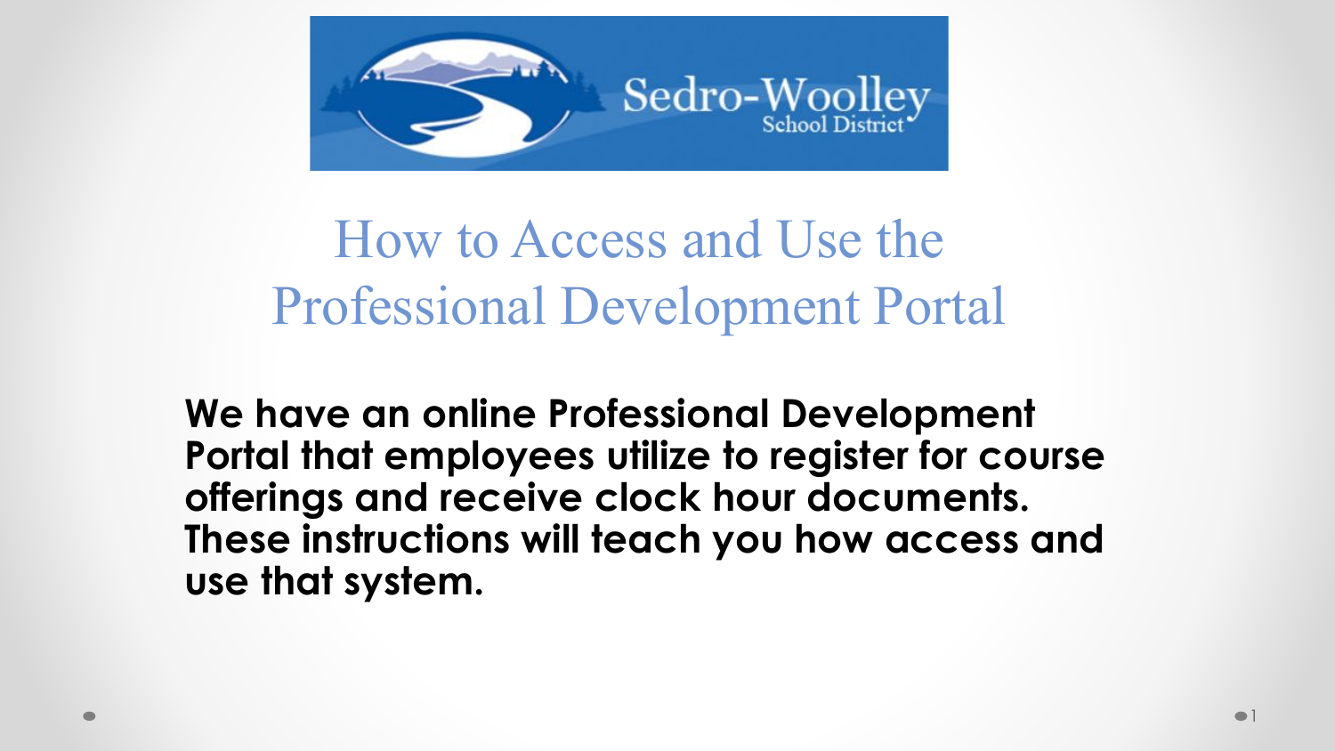Sedro-Woolley School District

# How to Access and Use the Professional Development Portal

**We have an online Professional Development Portal that employees utilize to register for course offerings and receive clock hour documents. These instructions will teach you how access and use that system.**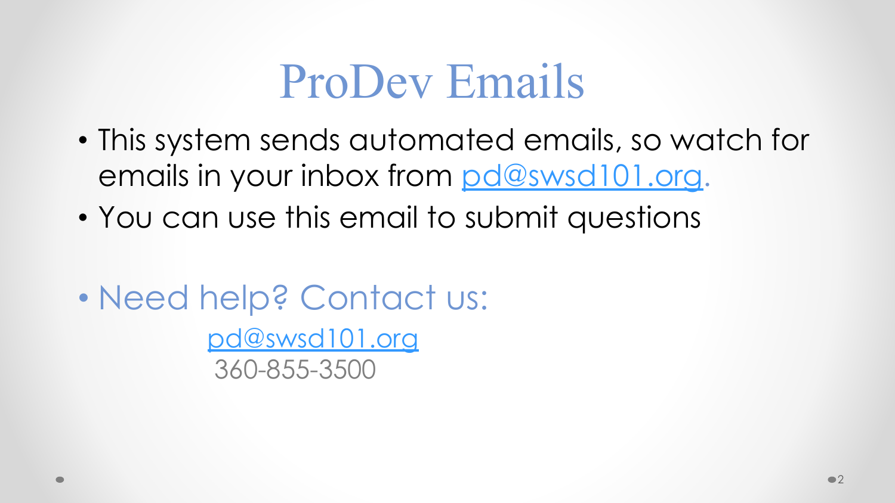# ProDev Emails

- This system sends automated emails, so watch for emails in your inbox from pd@swsd101.org.
- You can use this email to submit questions

- Need help? Contact us:

  pd@swsd101.org
  360-855-3500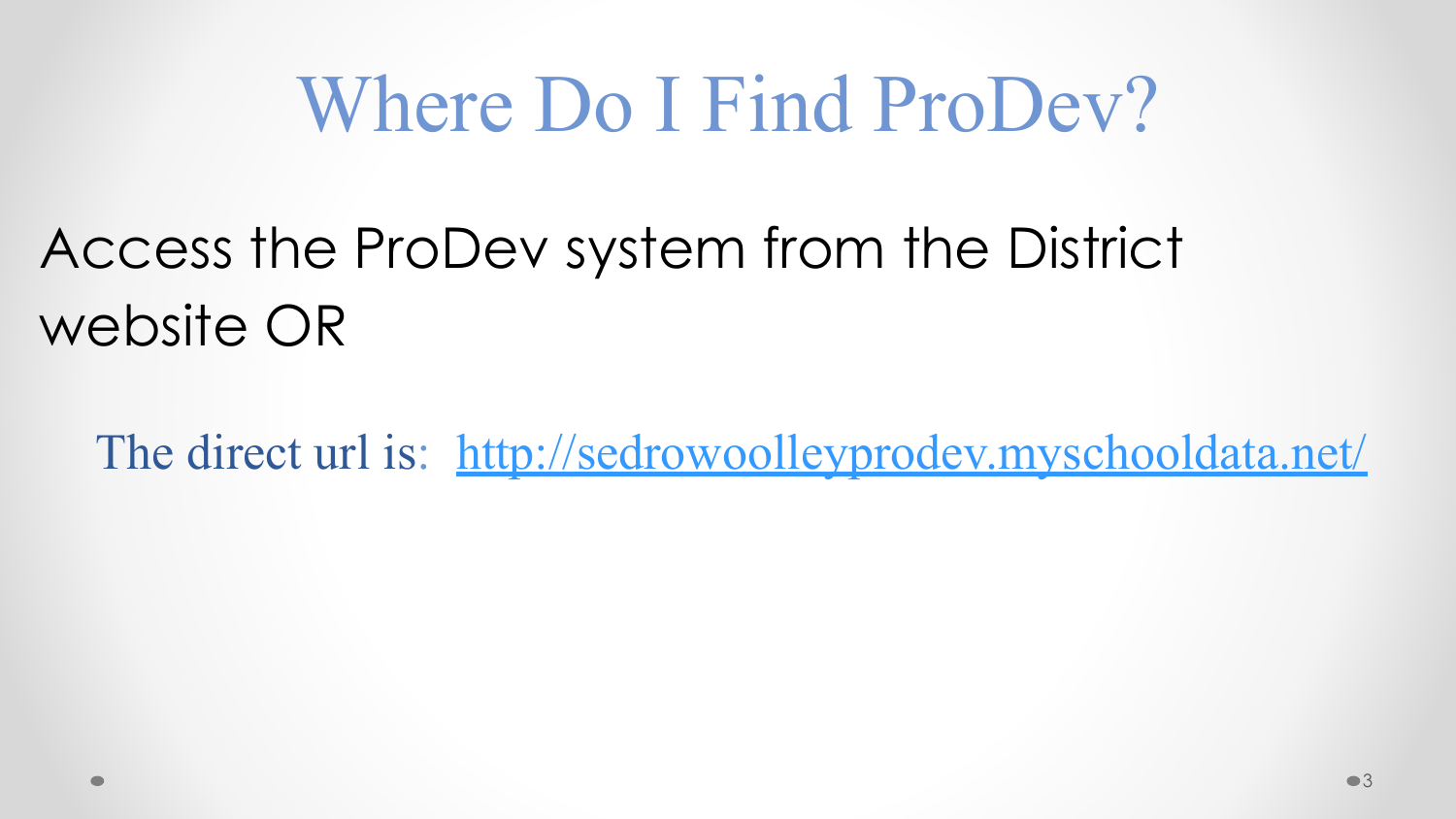# Where Do I Find ProDev?

Access the ProDev system from the District website OR

The direct url is: [http://sedrowoolleyprodev.myschooldata.net/](http://sedrowoolleyprodev.myschooldata.net/)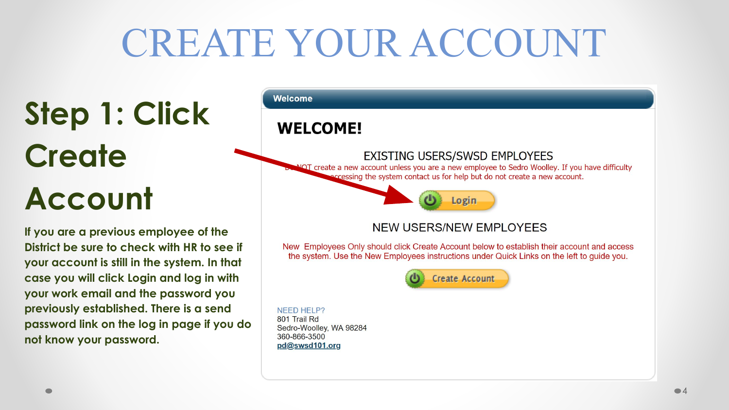# CREATE YOUR ACCOUNT

## Step 1: Click Create Account

**If you are a previous employee of the District be sure to check with HR to see if your account is still in the system. In that case you will click Login and log in with your work email and the password you previously established. There is a send password link on the log in page if you do not know your password.**

**Welcome**

**WELCOME!**

EXISTING USERS/SWSD EMPLOYEES

Do NOT create a new account unless you are a new employee to Sedro Woolley. If you have difficulty accessing the system contact us for help but do not create a new account.

Login

NEW USERS/NEW EMPLOYEES

New Employees Only should click Create Account below to establish their account and access the system. Use the New Employees instructions under Quick Links on the left to guide you.

Create Account

NEED HELP?
801 Trail Rd
Sedro-Woolley, WA 98284
360-866-3500
pd@swsd101.org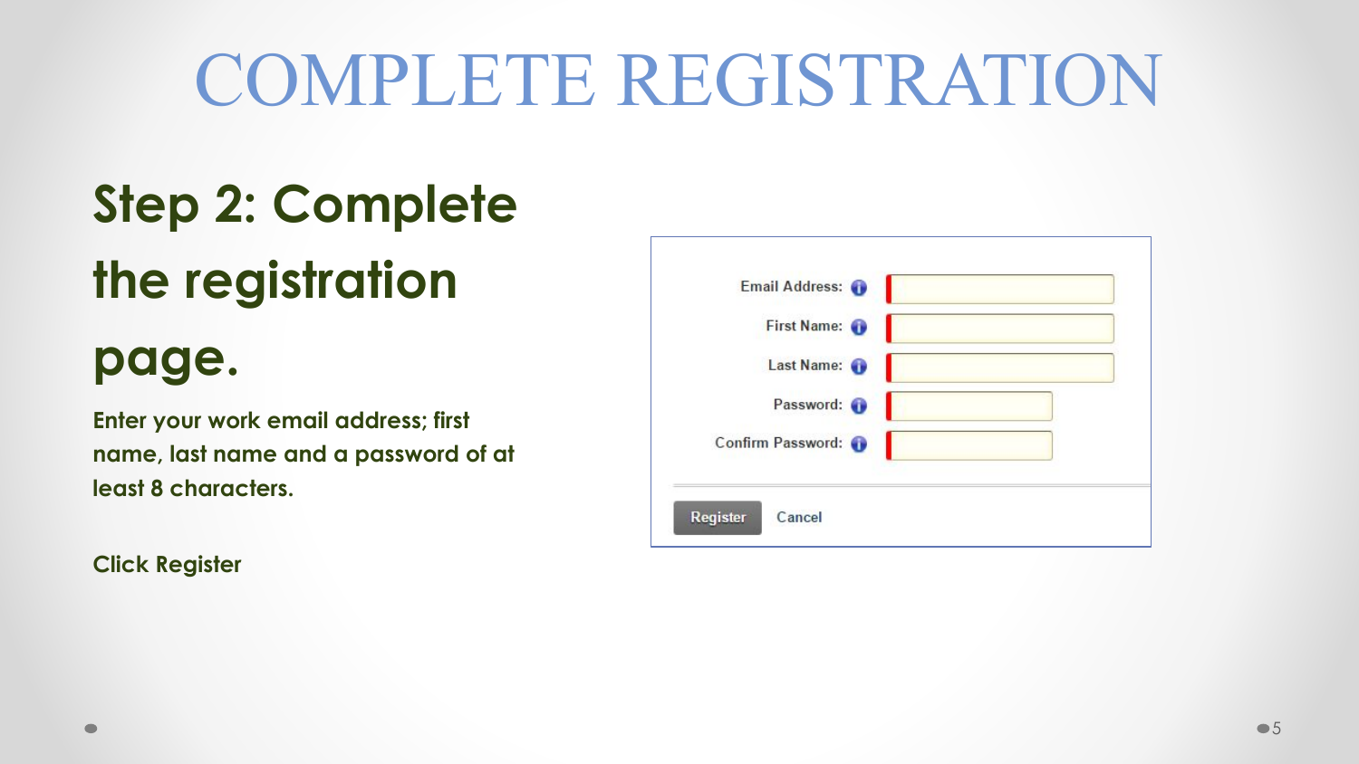# COMPLETE REGISTRATION

## Step 2: Complete the registration page.

**Enter your work email address; first name, last name and a password of at least 8 characters.**

**Click Register**

Email Address:

First Name:

Last Name:

Password:

Confirm Password:

Register Cancel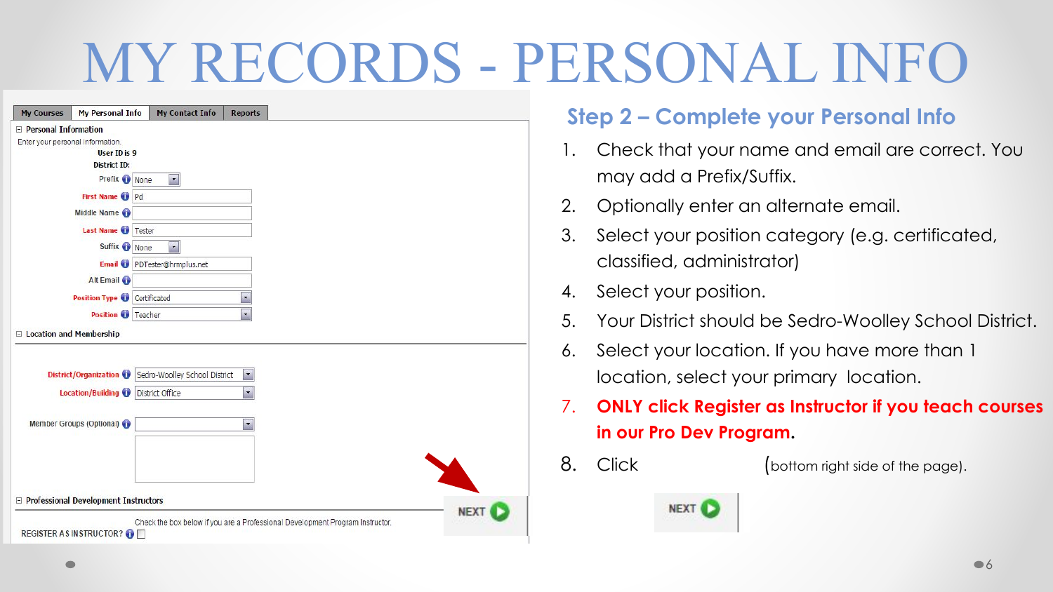# MY RECORDS - PERSONAL INFO

My Courses | My Personal Info | My Contact Info | Reports

**Personal Information**

Enter your personal information.

User ID is 9

District ID:

Prefix: None

First Name: Pd

Middle Name:

Last Name: Tester

Suffix: None

Email: PDTester@hrmplus.net

Alt Email:

Position Type: Certificated

Position: Teacher

**Location and Membership**

District/Organization: Sedro-Woolley School District

Location/Building: District Office

Member Groups (Optional):

**Professional Development Instructors**

Check the box below if you are a Professional Development Program Instructor.

REGISTER AS INSTRUCTOR?

NEXT

## Step 2 – Complete your Personal Info

1. Check that your name and email are correct. You may add a Prefix/Suffix.
2. Optionally enter an alternate email.
3. Select your position category (e.g. certificated, classified, administrator)
4. Select your position.
5. Your District should be Sedro-Woolley School District.
6. Select your location. If you have more than 1 location, select your primary location.
7. **ONLY click Register as Instructor if you teach courses in our Pro Dev Program**.
8. Click NEXT (bottom right side of the page).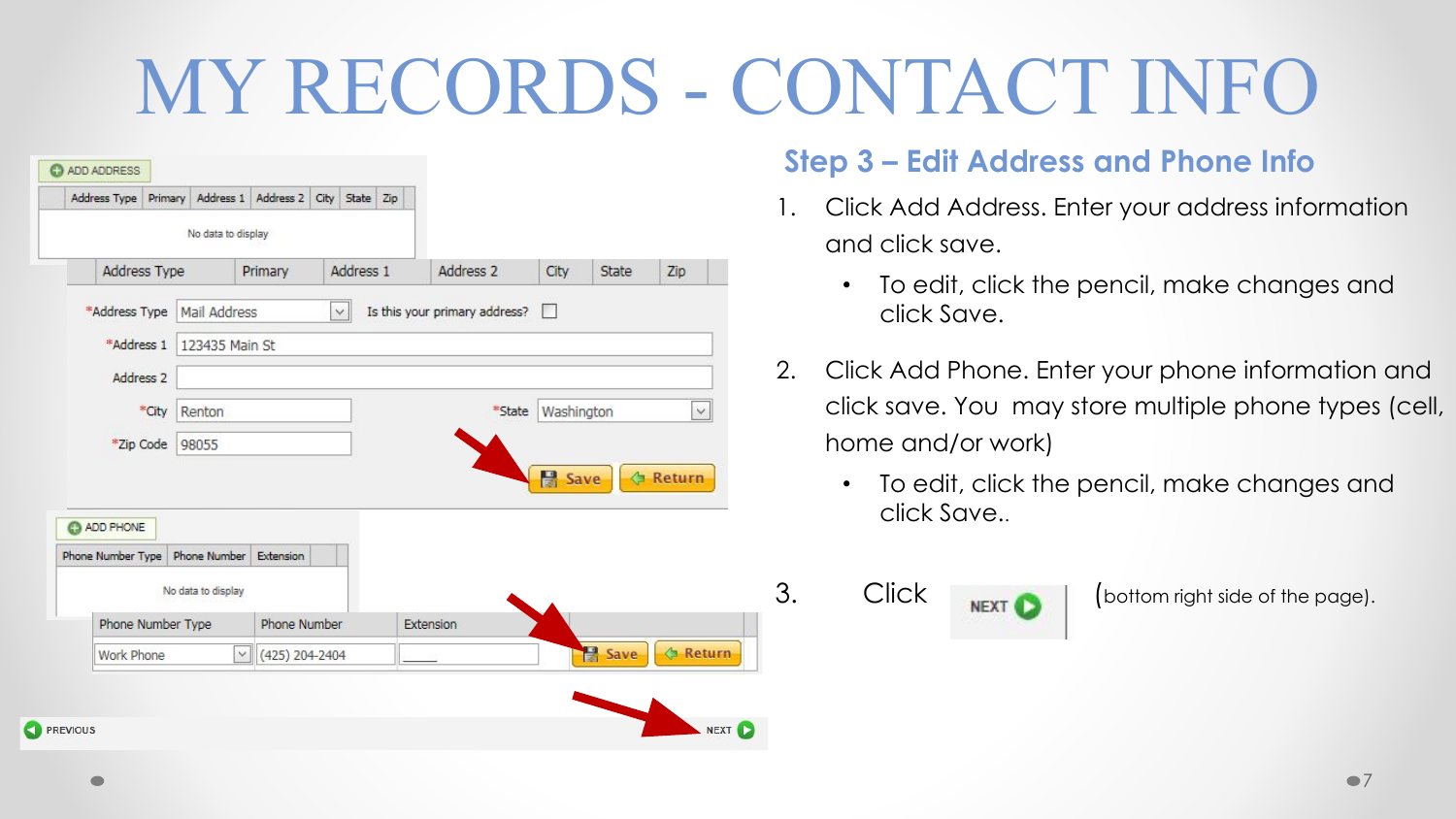# MY RECORDS - CONTACT INFO

## Step 3 – Edit Address and Phone Info

1. Click Add Address. Enter your address information and click save.
   - To edit, click the pencil, make changes and click Save.
2. Click Add Phone. Enter your phone information and click save. You may store multiple phone types (cell, home and/or work)
   - To edit, click the pencil, make changes and click Save..
3. Click NEXT (bottom right side of the page).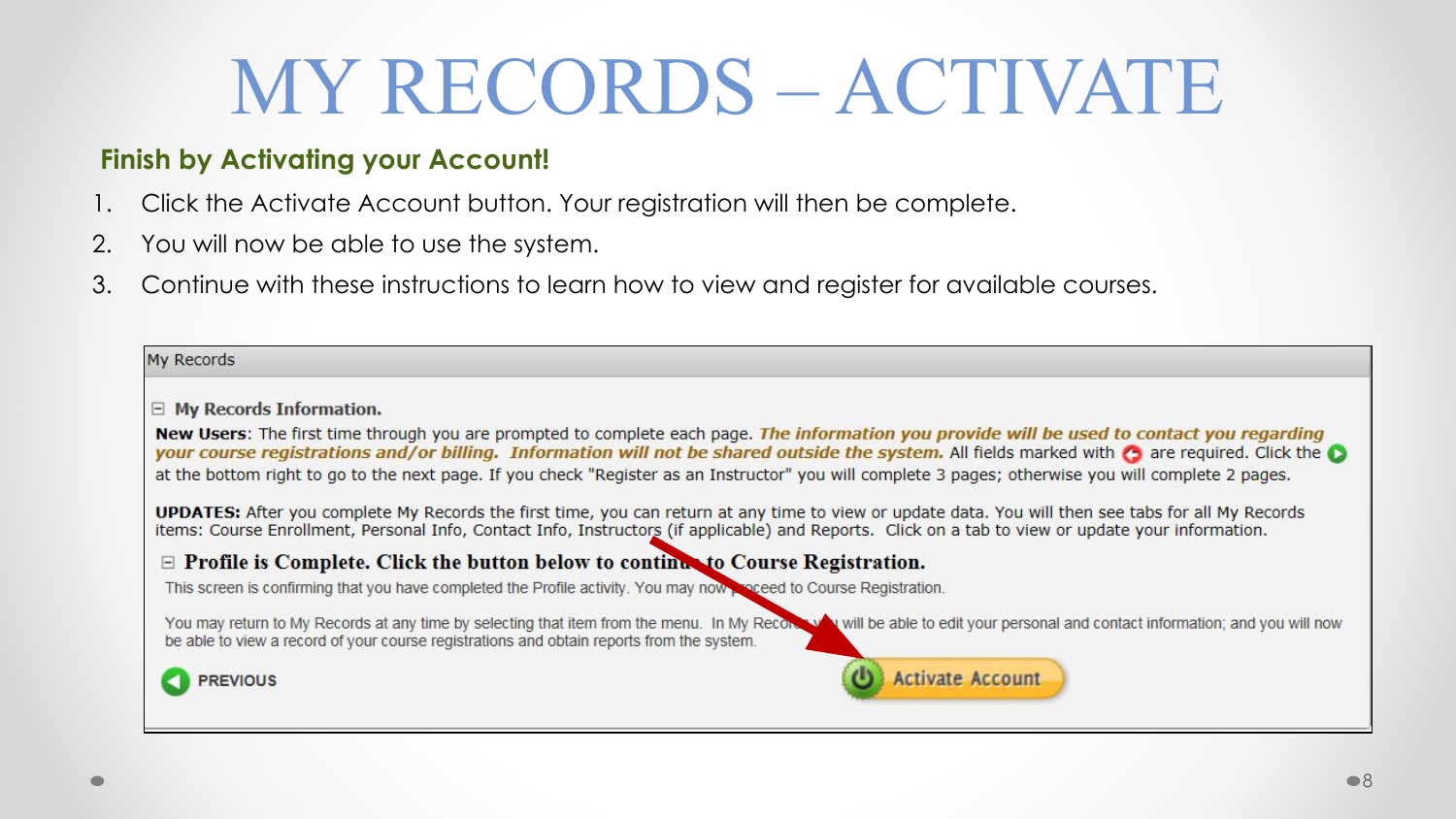# MY RECORDS – ACTIVATE

**Finish by Activating your Account!**

1. Click the Activate Account button. Your registration will then be complete.
2. You will now be able to use the system.
3. Continue with these instructions to learn how to view and register for available courses.

My Records

⊟ **My Records Information.**

**New Users**: The first time through you are prompted to complete each page. ***The information you provide will be used to contact you regarding your course registrations and/or billing. Information will not be shared outside the system.*** All fields marked with are required. Click the at the bottom right to go to the next page. If you check "Register as an Instructor" you will complete 3 pages; otherwise you will complete 2 pages.

**UPDATES:** After you complete My Records the first time, you can return at any time to view or update data. You will then see tabs for all My Records items: Course Enrollment, Personal Info, Contact Info, Instructors (if applicable) and Reports. Click on a tab to view or update your information.

⊟ **Profile is Complete. Click the button below to continue to Course Registration.**

This screen is confirming that you have completed the Profile activity. You may now proceed to Course Registration.

You may return to My Records at any time by selecting that item from the menu. In My Records you will be able to edit your personal and contact information; and you will now be able to view a record of your course registrations and obtain reports from the system.

PREVIOUS

Activate Account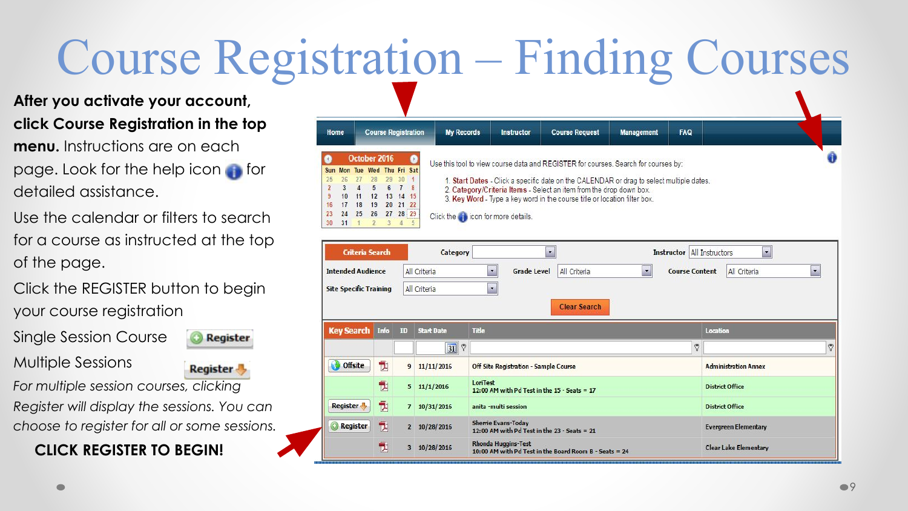# Course Registration – Finding Courses

**After you activate your account, click Course Registration in the top menu.** Instructions are on each page. Look for the help icon for detailed assistance.

Use the calendar or filters to search for a course as instructed at the top of the page.

Click the REGISTER button to begin your course registration

Single Session Course — Register

Multiple Sessions — Register

*For multiple session courses, clicking Register will display the sessions. You can choose to register for all or some sessions.*

**CLICK REGISTER TO BEGIN!**

Home | Course Registration | My Records | Instructor | Course Request | Management | FAQ

Use this tool to view course data and REGISTER for courses. Search for courses by:

1. Start Dates - Click a specific date on the CALENDAR or drag to select multiple dates.
2. Category/Criteria Items - Select an item from the drop down box.
3. Key Word - Type a key word in the course title or location filter box.

Click the icon for more details.

| Key Search | Info | ID | Start Date | Title | Location |
|---|---|---|---|---|---|
| Offsite | | 9 | 11/11/2016 | Off Site Registration - Sample Course | Administration Annex |
| | | 5 | 11/1/2016 | LoriTest 12:00 AM with Pd Test in the 15 - Seats = 17 | District Office |
| Register | | 7 | 10/31/2016 | anita -multi session | District Office |
| Register | | 2 | 10/28/2016 | Sherrie Evans-Today 12:00 AM with Pd Test in the 23 - Seats = 21 | Evergreen Elementary |
| | | 3 | 10/28/2016 | Rhonda Huggins-Test 10:00 AM with Pd Test in the Board Room B - Seats = 24 | Clear Lake Elementary |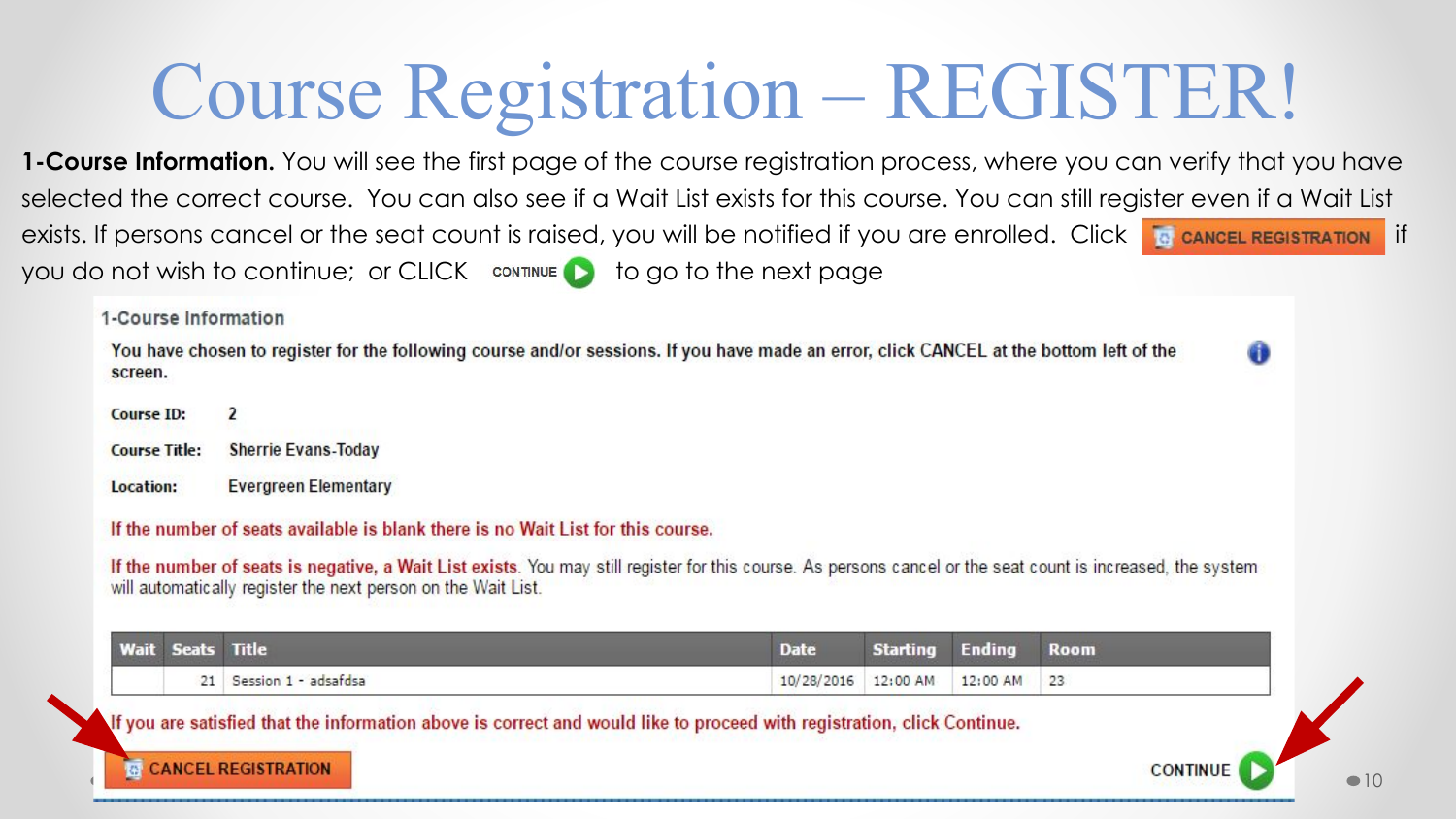# Course Registration – REGISTER!

**1-Course Information.** You will see the first page of the course registration process, where you can verify that you have selected the correct course. You can also see if a Wait List exists for this course. You can still register even if a Wait List exists. If persons cancel or the seat count is raised, you will be notified if you are enrolled. Click CANCEL REGISTRATION if you do not wish to continue; or CLICK CONTINUE to go to the next page

1-Course Information

You have chosen to register for the following course and/or sessions. If you have made an error, click CANCEL at the bottom left of the screen.

**Course ID:** 2

**Course Title:** Sherrie Evans-Today

**Location:** Evergreen Elementary

If the number of seats available is blank there is no Wait List for this course.

If the number of seats is negative, a Wait List exists. You may still register for this course. As persons cancel or the seat count is increased, the system will automatically register the next person on the Wait List.

| Wait | Seats | Title | Date | Starting | Ending | Room |
|---|---|---|---|---|---|---|
| | 21 | Session 1 - adsafdsa | 10/28/2016 | 12:00 AM | 12:00 AM | 23 |

If you are satisfied that the information above is correct and would like to proceed with registration, click Continue.

CANCEL REGISTRATION

CONTINUE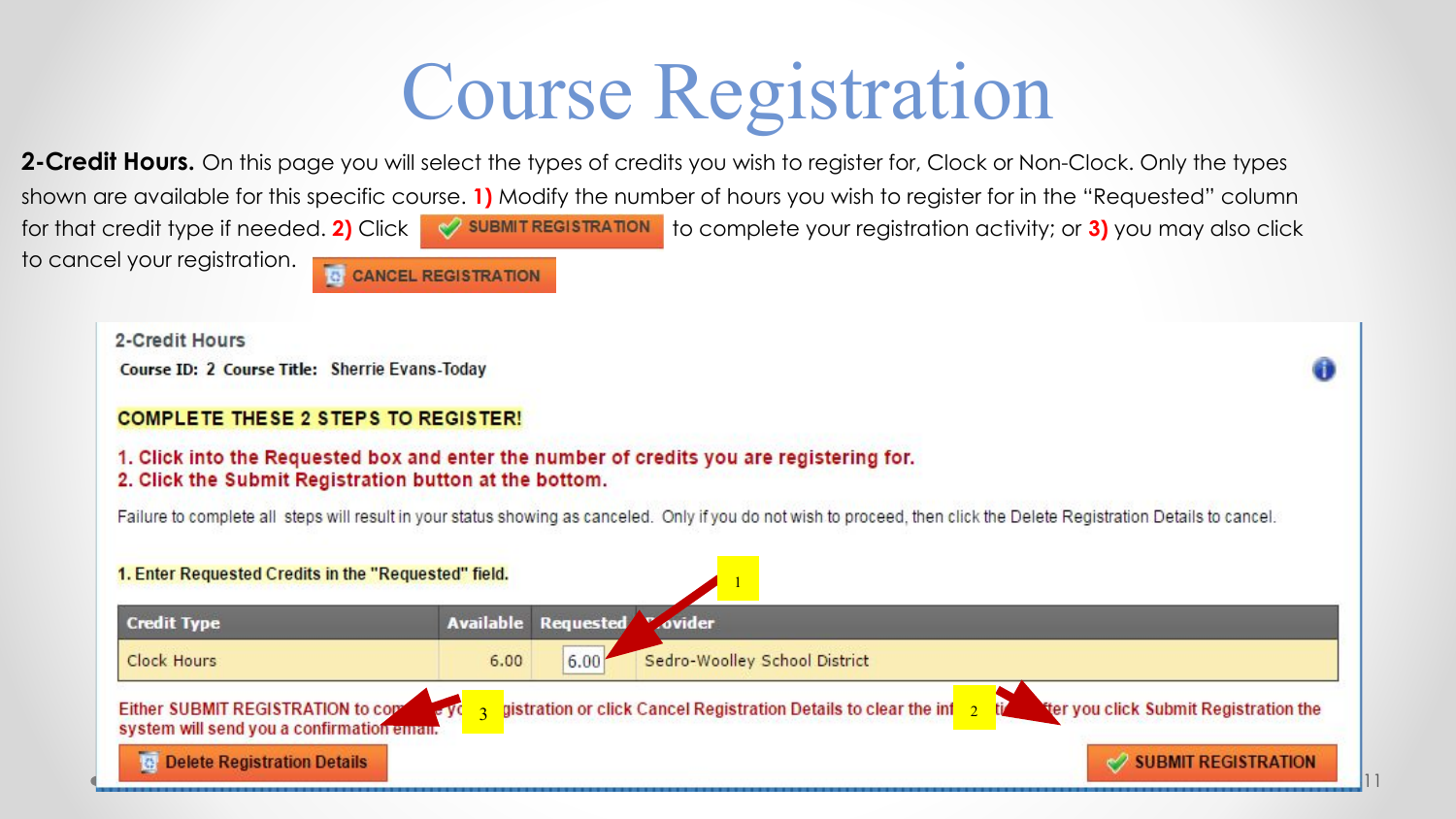# Course Registration

**2-Credit Hours.** On this page you will select the types of credits you wish to register for, Clock or Non-Clock. Only the types shown are available for this specific course. **1)** Modify the number of hours you wish to register for in the "Requested" column for that credit type if needed. **2)** Click SUBMIT REGISTRATION to complete your registration activity; or **3)** you may also click CANCEL REGISTRATION to cancel your registration.

2-Credit Hours

**Course ID:** 2 **Course Title:** Sherrie Evans-Today

**COMPLETE THESE 2 STEPS TO REGISTER!**

1. Click into the Requested box and enter the number of credits you are registering for.
2. Click the Submit Registration button at the bottom.

Failure to complete all steps will result in your status showing as canceled. Only if you do not wish to proceed, then click the Delete Registration Details to cancel.

**1. Enter Requested Credits in the "Requested" field.**

| Credit Type | Available | Requested | Provider |
|---|---|---|---|
| Clock Hours | 6.00 | 6.00 | Sedro-Woolley School District |

Either SUBMIT REGISTRATION to complete your registration or click Cancel Registration Details to clear the information. After you click Submit Registration the system will send you a confirmation email.

Delete Registration Details

SUBMIT REGISTRATION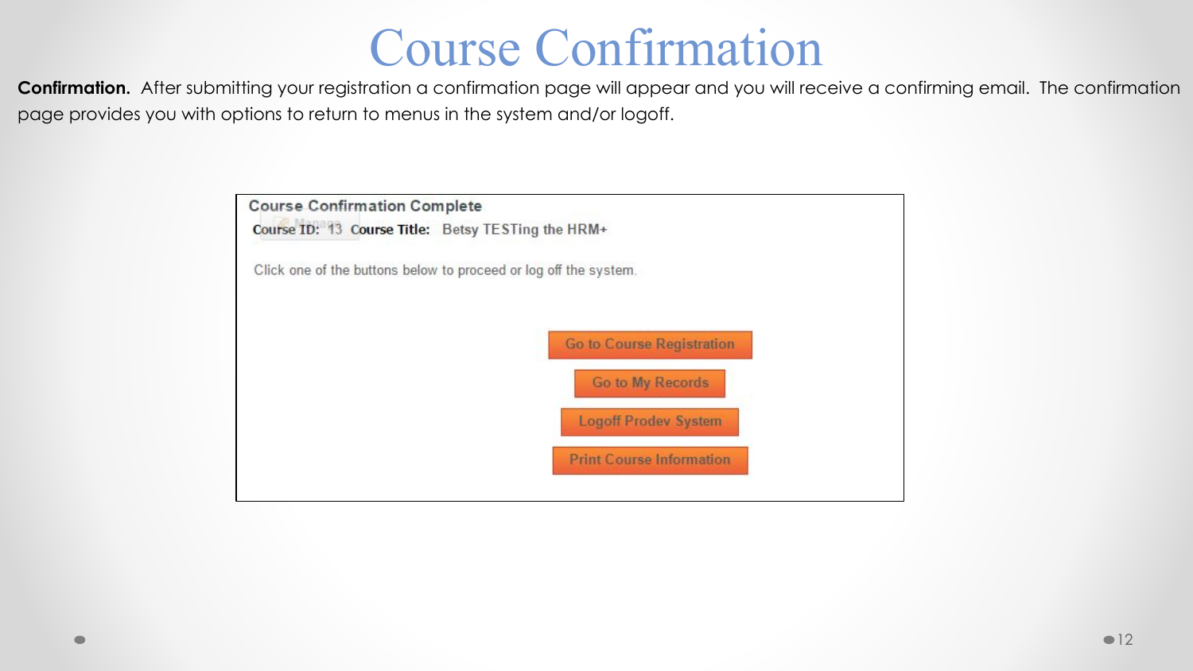# Course Confirmation

**Confirmation.** After submitting your registration a confirmation page will appear and you will receive a confirming email. The confirmation page provides you with options to return to menus in the system and/or logoff.

**Course Confirmation Complete**

**Course ID:** 13 **Course Title:** Betsy TESTing the HRM+

Click one of the buttons below to proceed or log off the system.

- Go to Course Registration
- Go to My Records
- Logoff Prodev System
- Print Course Information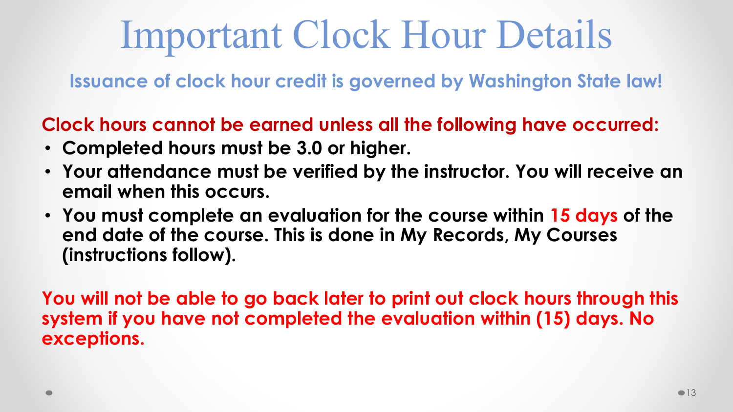# Important Clock Hour Details

**Issuance of clock hour credit is governed by Washington State law!**

**Clock hours cannot be earned unless all the following have occurred:**

- **Completed hours must be 3.0 or higher.**
- **Your attendance must be verified by the instructor. You will receive an email when this occurs.**
- **You must complete an evaluation for the course within 15 days of the end date of the course. This is done in My Records, My Courses (instructions follow).**

**You will not be able to go back later to print out clock hours through this system if you have not completed the evaluation within (15) days. No exceptions.**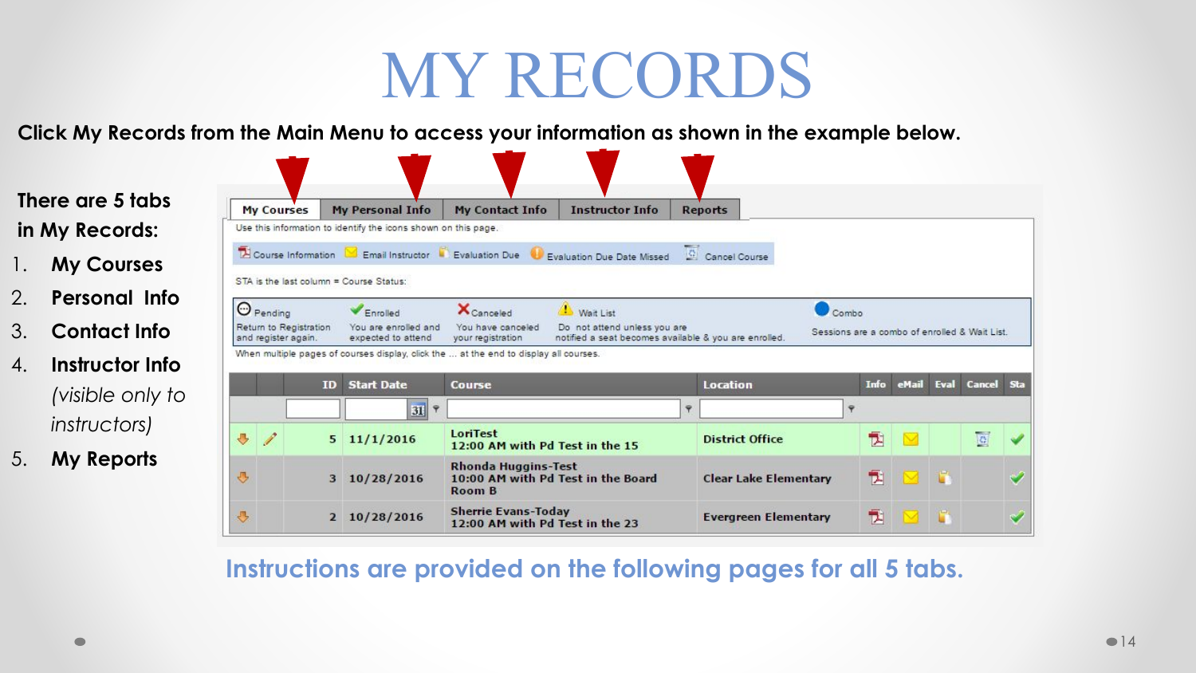# MY RECORDS

**Click My Records from the Main Menu to access your information as shown in the example below.**

**There are 5 tabs in My Records:**

1. **My Courses**
2. **Personal Info**
3. **Contact Info**
4. **Instructor Info** *(visible only to instructors)*
5. **My Reports**

| My Courses | My Personal Info | My Contact Info | Instructor Info | Reports |
|---|---|---|---|---|

Use this information to identify the icons shown on this page.

Course Information | Email Instructor | Evaluation Due | Evaluation Due Date Missed | Cancel Course

STA is the last column = Course Status:

| Pending | Enrolled | Canceled | Wait List | Combo |
|---|---|---|---|---|
| Return to Registration and register again. | You are enrolled and expected to attend | You have canceled your registration | Do not attend unless you are notified a seat becomes available & you are enrolled. | Sessions are a combo of enrolled & Wait List. |

When multiple pages of courses display, click the ... at the end to display all courses.

| | | ID | Start Date | Course | Location | Info | eMail | Eval | Cancel | Sta |
|---|---|---|---|---|---|---|---|---|---|---|
| | | 5 | 11/1/2016 | LoriTest 12:00 AM with Pd Test in the 15 | District Office | | | | | |
| | | 3 | 10/28/2016 | Rhonda Huggins-Test 10:00 AM with Pd Test in the Board Room B | Clear Lake Elementary | | | | | |
| | | 2 | 10/28/2016 | Sherrie Evans-Today 12:00 AM with Pd Test in the 23 | Evergreen Elementary | | | | | |

**Instructions are provided on the following pages for all 5 tabs.**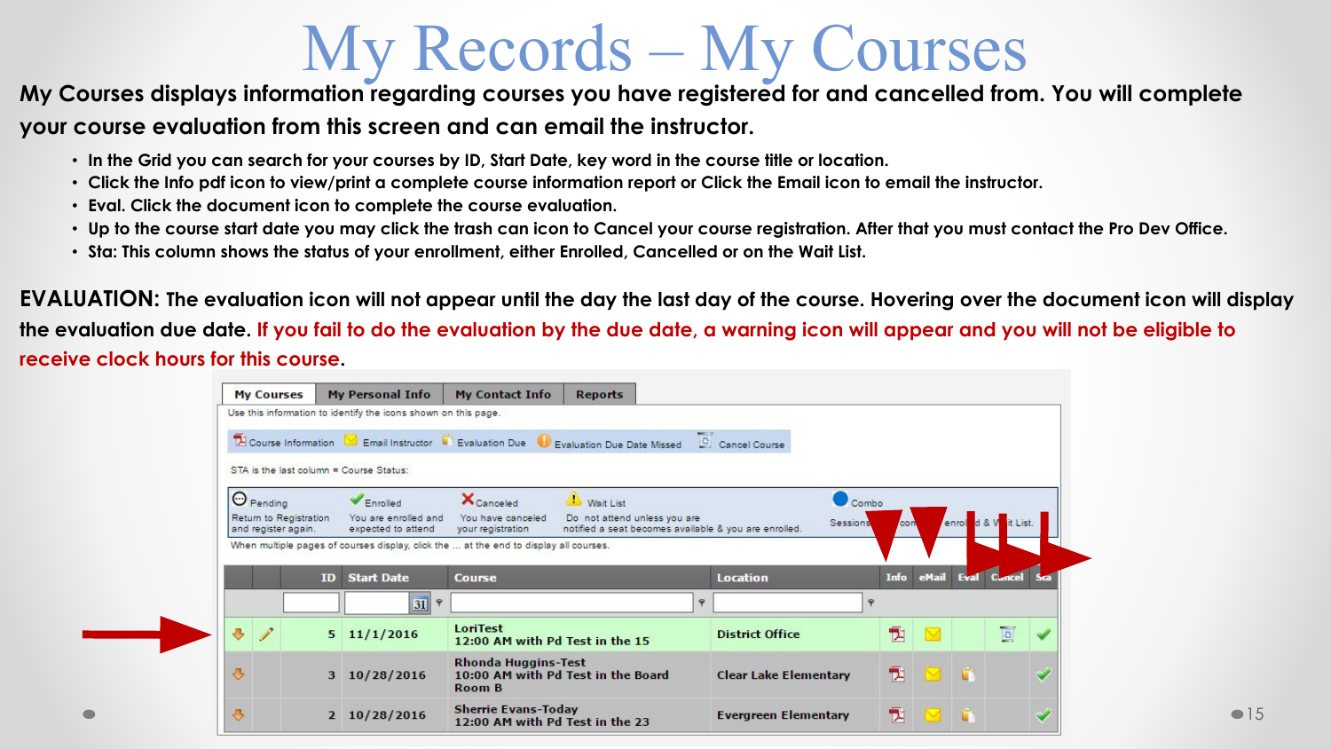# My Records – My Courses

**My Courses displays information regarding courses you have registered for and cancelled from. You will complete your course evaluation from this screen and can email the instructor.**

- In the Grid you can search for your courses by ID, Start Date, key word in the course title or location.
- Click the Info pdf icon to view/print a complete course information report or Click the Email icon to email the instructor.
- Eval. Click the document icon to complete the course evaluation.
- Up to the course start date you may click the trash can icon to Cancel your course registration. After that you must contact the Pro Dev Office.
- Sta: This column shows the status of your enrollment, either Enrolled, Cancelled or on the Wait List.

**EVALUATION:** The evaluation icon will not appear until the day the last day of the course. Hovering over the document icon will display the evaluation due date. If you fail to do the evaluation by the due date, a warning icon will appear and you will not be eligible to receive clock hours for this course.

My Courses | My Personal Info | My Contact Info | Reports

Use this information to identify the icons shown on this page.

Course Information | Email Instructor | Evaluation Due | Evaluation Due Date Missed | Cancel Course

STA is the last column = Course Status:

- Pending: Return to Registration and register again.
- Enrolled: You are enrolled and expected to attend
- Canceled: You have canceled your registration
- Wait List: Do not attend unless you are notified a seat becomes available & you are enrolled.
- Combo: Sessions ... enrolled & Wait List.

When multiple pages of courses display, click the ... at the end to display all courses.

| | | ID | Start Date | Course | Location | Info | eMail | Eval | Cancel | Sta |
|---|---|---|---|---|---|---|---|---|---|---|
| | | 5 | 11/1/2016 | LoriTest 12:00 AM with Pd Test in the 15 | District Office | | | | | |
| | | 3 | 10/28/2016 | Rhonda Huggins-Test 10:00 AM with Pd Test in the Board Room B | Clear Lake Elementary | | | | | |
| | | 2 | 10/28/2016 | Sherrie Evans-Today 12:00 AM with Pd Test in the 23 | Evergreen Elementary | | | | | |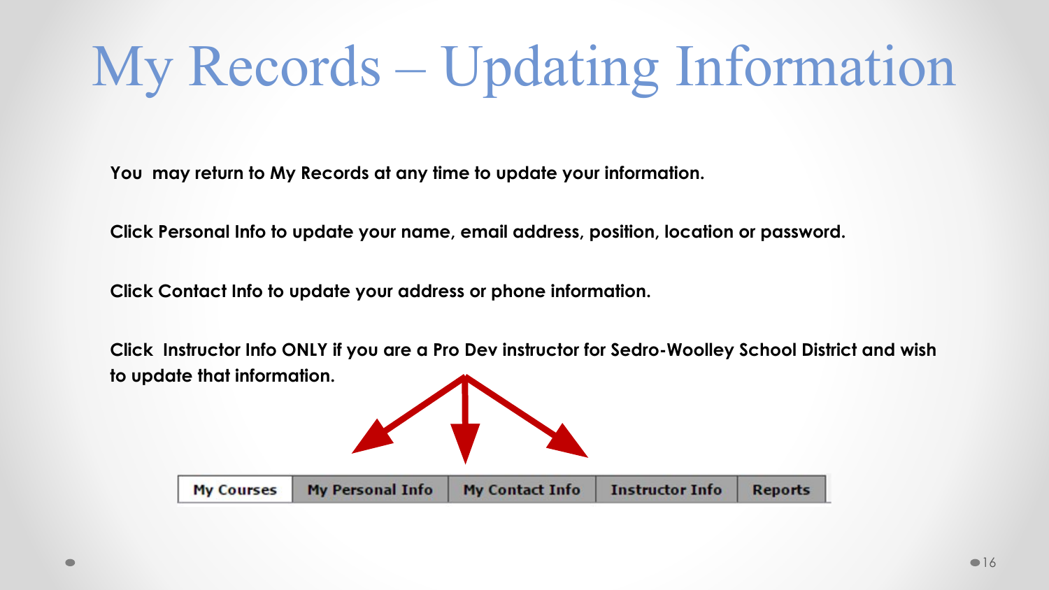# My Records – Updating Information

**You may return to My Records at any time to update your information.**

**Click Personal Info to update your name, email address, position, location or password.**

**Click Contact Info to update your address or phone information.**

**Click Instructor Info ONLY if you are a Pro Dev instructor for Sedro-Woolley School District and wish to update that information.**

| My Courses | My Personal Info | My Contact Info | Instructor Info | Reports |
| --- | --- | --- | --- | --- |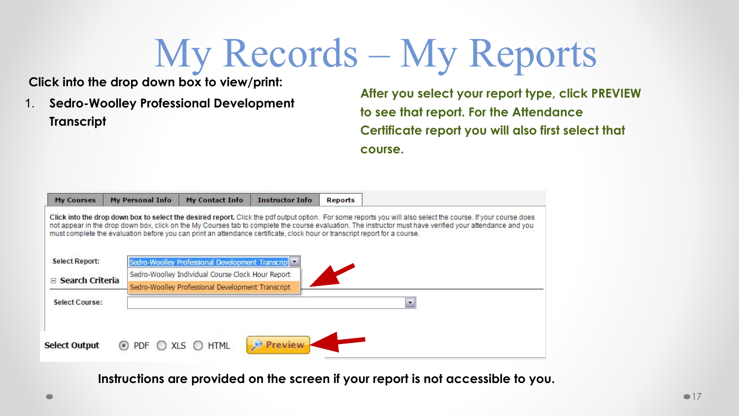# My Records – My Reports

**Click into the drop down box to view/print:**

1. **Sedro-Woolley Professional Development Transcript**

**After you select your report type, click PREVIEW to see that report. For the Attendance Certificate report you will also first select that course.**

My Courses | My Personal Info | My Contact Info | Instructor Info | Reports

**Click into the drop down box to select the desired report.** Click the pdf output option. For some reports you will also select the course. If your course does not appear in the drop down box, click on the My Courses tab to complete the course evaluation. The instructor must have verified your attendance and you must complete the evaluation before you can print an attendance certificate, clock hour or transcript report for a course.

Select Report: Sedro-Woolley Professional Development Transcript

- Sedro-Woolley Individual Course Clock Hour Report
- Sedro-Woolley Professional Development Transcript

⊟ Search Criteria

Select Course:

Select Output ◉ PDF ○ XLS ○ HTML Preview

**Instructions are provided on the screen if your report is not accessible to you.**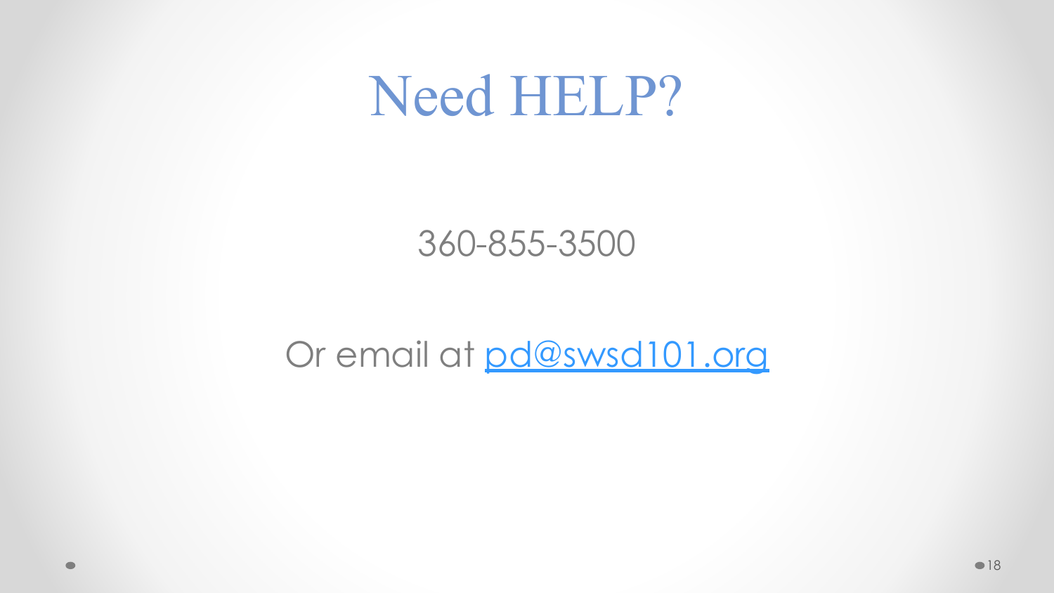# Need HELP?

360-855-3500

Or email at pd@swsd101.org